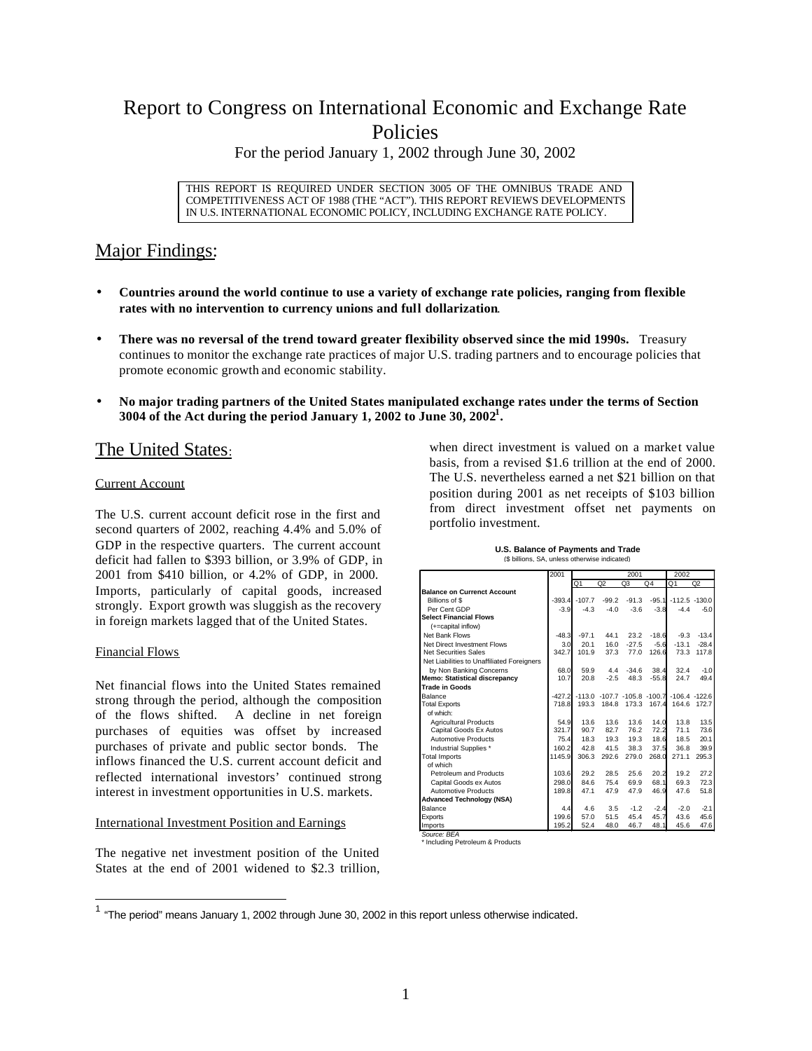# Report to Congress on International Economic and Exchange Rate Policies

For the period January 1, 2002 through June 30, 2002

THIS REPORT IS REQUIRED UNDER SECTION 3005 OF THE OMNIBUS TRADE AND COMPETITIVENESS ACT OF 1988 (THE "ACT"). THIS REPORT REVIEWS DEVELOPMENTS IN U.S. INTERNATIONAL ECONOMIC POLICY, INCLUDING EXCHANGE RATE POLICY.

## Major Findings:

- **Countries around the world continue to use a variety of exchange rate policies, ranging from flexible rates with no intervention to currency unions and full dollarization.**
- **There was no reversal of the trend toward greater flexibility observed since the mid 1990s.** Treasury continues to monitor the exchange rate practices of major U.S. trading partners and to encourage policies that promote economic growth and economic stability.
- **No major trading partners of the United States manipulated exchange rates under the terms of Section 3004 of the Act during the period January 1, 2002 to June 30, 2002[1].**

## The United States:

### Current Account

The U.S. current account deficit rose in the first and second quarters of 2002, reaching 4.4% and 5.0% of GDP in the respective quarters. The current account deficit had fallen to \$393 billion, or 3.9% of GDP, in 2001 from \$410 billion, or 4.2% of GDP, in 2000. Imports, particularly of capital goods, increased strongly. Export growth was sluggish as the recovery in foreign markets lagged that of the United States.

### Financial Flows

Net financial flows into the United States remained strong through the period, although the composition of the flows shifted. A decline in net foreign purchases of equities was offset by increased purchases of private and public sector bonds. The inflows financed the U.S. current account deficit and reflected international investors' continued strong interest in investment opportunities in U.S. markets.

### International Investment Position and Earnings

The negative net investment position of the United States at the end of 2001 widened to \$2.3 trillion, when direct investment is valued on a market value basis, from a revised \$1.6 trillion at the end of 2000. The U.S. nevertheless earned a net \$21 billion on that position during 2001 as net receipts of \$103 billion from direct investment offset net payments on portfolio investment.

**U.S. Balance of Payments and Trade**
(\$ billions, SA, unless otherwise indicated)

| | 2001 | 2001 | | | | 2002 | |
|---|---|---|---|---|---|---|---|
| | | Q1 | Q2 | Q3 | Q4 | Q1 | Q2 |
| **Balance on Currenct Account** | | | | | | | |
| Billions of \$ | -393.4 | -107.7 | -99.2 | -91.3 | -95.1 | -112.5 | -130.0 |
| Per Cent GDP | -3.9 | -4.3 | -4.0 | -3.6 | -3.8 | -4.4 | -5.0 |
| **Select Financial Flows** | | | | | | | |
| (+=capital inflow) | | | | | | | |
| Net Bank Flows | -48.3 | -97.1 | 44.1 | 23.2 | -18.6 | -9.3 | -13.4 |
| Net Direct Investment Flows | 3.0 | 20.1 | 16.0 | -27.5 | -5.6 | -13.1 | -28.4 |
| Net Securities Sales | 342.7 | 101.9 | 37.3 | 77.0 | 126.6 | 73.3 | 117.8 |
| Net Liabilities to Unaffiliated Foreigners | | | | | | | |
| by Non Banking Concerns | 68.0 | 59.9 | 4.4 | -34.6 | 38.4 | 32.4 | -1.0 |
| **Memo: Statistical discrepancy** | 10.7 | 20.8 | -2.5 | 48.3 | -55.8 | 24.7 | 49.4 |
| **Trade in Goods** | | | | | | | |
| Balance | -427.2 | -113.0 | -107.7 | -105.8 | -100.7 | -106.4 | -122.6 |
| Total Exports | 718.8 | 193.3 | 184.8 | 173.3 | 167.4 | 164.6 | 172.7 |
| of which: | | | | | | | |
| Agricultural Products | 54.9 | 13.6 | 13.6 | 13.6 | 14.0 | 13.8 | 13.5 |
| Capital Goods Ex Autos | 321.7 | 90.7 | 82.7 | 76.2 | 72.2 | 71.1 | 73.6 |
| Automotive Products | 75.4 | 18.3 | 19.3 | 19.3 | 18.6 | 18.5 | 20.1 |
| Industrial Supplies * | 160.2 | 42.8 | 41.5 | 38.3 | 37.5 | 36.8 | 39.9 |
| Total Imports | 1145.9 | 306.3 | 292.6 | 279.0 | 268.0 | 271.1 | 295.3 |
| of which | | | | | | | |
| Petroleum and Products | 103.6 | 29.2 | 28.5 | 25.6 | 20.2 | 19.2 | 27.2 |
| Capital Goods ex Autos | 298.0 | 84.6 | 75.4 | 69.9 | 68.1 | 69.3 | 72.3 |
| Automotive Products | 189.8 | 47.1 | 47.9 | 47.9 | 46.9 | 47.6 | 51.8 |
| **Advanced Technology (NSA)** | | | | | | | |
| Balance | 4.4 | 4.6 | 3.5 | -1.2 | -2.4 | -2.0 | -2.1 |
| Exports | 199.6 | 57.0 | 51.5 | 45.4 | 45.7 | 43.6 | 45.6 |
| Imports | 195.2 | 52.4 | 48.0 | 46.7 | 48.1 | 45.6 | 47.6 |

Source: BEA
\* Including Petroleum & Products

[1] "The period" means January 1, 2002 through June 30, 2002 in this report unless otherwise indicated.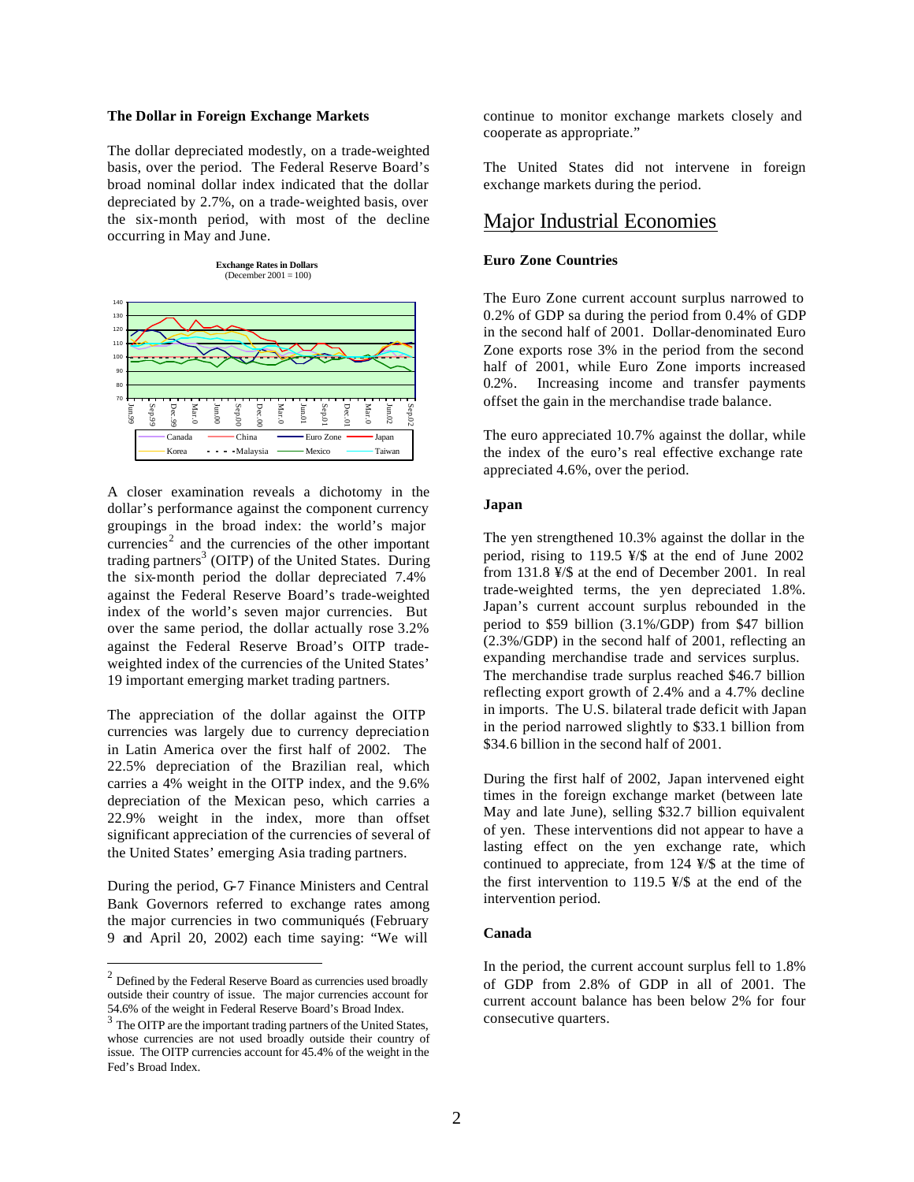**The Dollar in Foreign Exchange Markets**

The dollar depreciated modestly, on a trade-weighted basis, over the period. The Federal Reserve Board's broad nominal dollar index indicated that the dollar depreciated by 2.7%, on a trade-weighted basis, over the six-month period, with most of the decline occurring in May and June.

**Exchange Rates in Dollars**
(December 2001 = 100)

A closer examination reveals a dichotomy in the dollar's performance against the component currency groupings in the broad index: the world's major currencies[2] and the currencies of the other important trading partners[3] (OITP) of the United States. During the six-month period the dollar depreciated 7.4% against the Federal Reserve Board's trade-weighted index of the world's seven major currencies. But over the same period, the dollar actually rose 3.2% against the Federal Reserve Broad's OITP trade-weighted index of the currencies of the United States' 19 important emerging market trading partners.

The appreciation of the dollar against the OITP currencies was largely due to currency depreciation in Latin America over the first half of 2002. The 22.5% depreciation of the Brazilian real, which carries a 4% weight in the OITP index, and the 9.6% depreciation of the Mexican peso, which carries a 22.9% weight in the index, more than offset significant appreciation of the currencies of several of the United States' emerging Asia trading partners.

During the period, G-7 Finance Ministers and Central Bank Governors referred to exchange rates among the major currencies in two communiqués (February 9 and April 20, 2002) each time saying: "We will continue to monitor exchange markets closely and cooperate as appropriate."

The United States did not intervene in foreign exchange markets during the period.

## Major Industrial Economies

**Euro Zone Countries**

The Euro Zone current account surplus narrowed to 0.2% of GDP sa during the period from 0.4% of GDP in the second half of 2001. Dollar-denominated Euro Zone exports rose 3% in the period from the second half of 2001, while Euro Zone imports increased 0.2%. Increasing income and transfer payments offset the gain in the merchandise trade balance.

The euro appreciated 10.7% against the dollar, while the index of the euro's real effective exchange rate appreciated 4.6%, over the period.

**Japan**

The yen strengthened 10.3% against the dollar in the period, rising to 119.5 ¥/$ at the end of June 2002 from 131.8 ¥/$ at the end of December 2001. In real trade-weighted terms, the yen depreciated 1.8%. Japan's current account surplus rebounded in the period to $59 billion (3.1%/GDP) from $47 billion (2.3%/GDP) in the second half of 2001, reflecting an expanding merchandise trade and services surplus. The merchandise trade surplus reached $46.7 billion reflecting export growth of 2.4% and a 4.7% decline in imports. The U.S. bilateral trade deficit with Japan in the period narrowed slightly to $33.1 billion from $34.6 billion in the second half of 2001.

During the first half of 2002, Japan intervened eight times in the foreign exchange market (between late May and late June), selling $32.7 billion equivalent of yen. These interventions did not appear to have a lasting effect on the yen exchange rate, which continued to appreciate, from 124 ¥/$ at the time of the first intervention to 119.5 ¥/$ at the end of the intervention period.

**Canada**

In the period, the current account surplus fell to 1.8% of GDP from 2.8% of GDP in all of 2001. The current account balance has been below 2% for four consecutive quarters.

---

[2] Defined by the Federal Reserve Board as currencies used broadly outside their country of issue. The major currencies account for 54.6% of the weight in Federal Reserve Board's Broad Index.

[3] The OITP are the important trading partners of the United States, whose currencies are not used broadly outside their country of issue. The OITP currencies account for 45.4% of the weight in the Fed's Broad Index.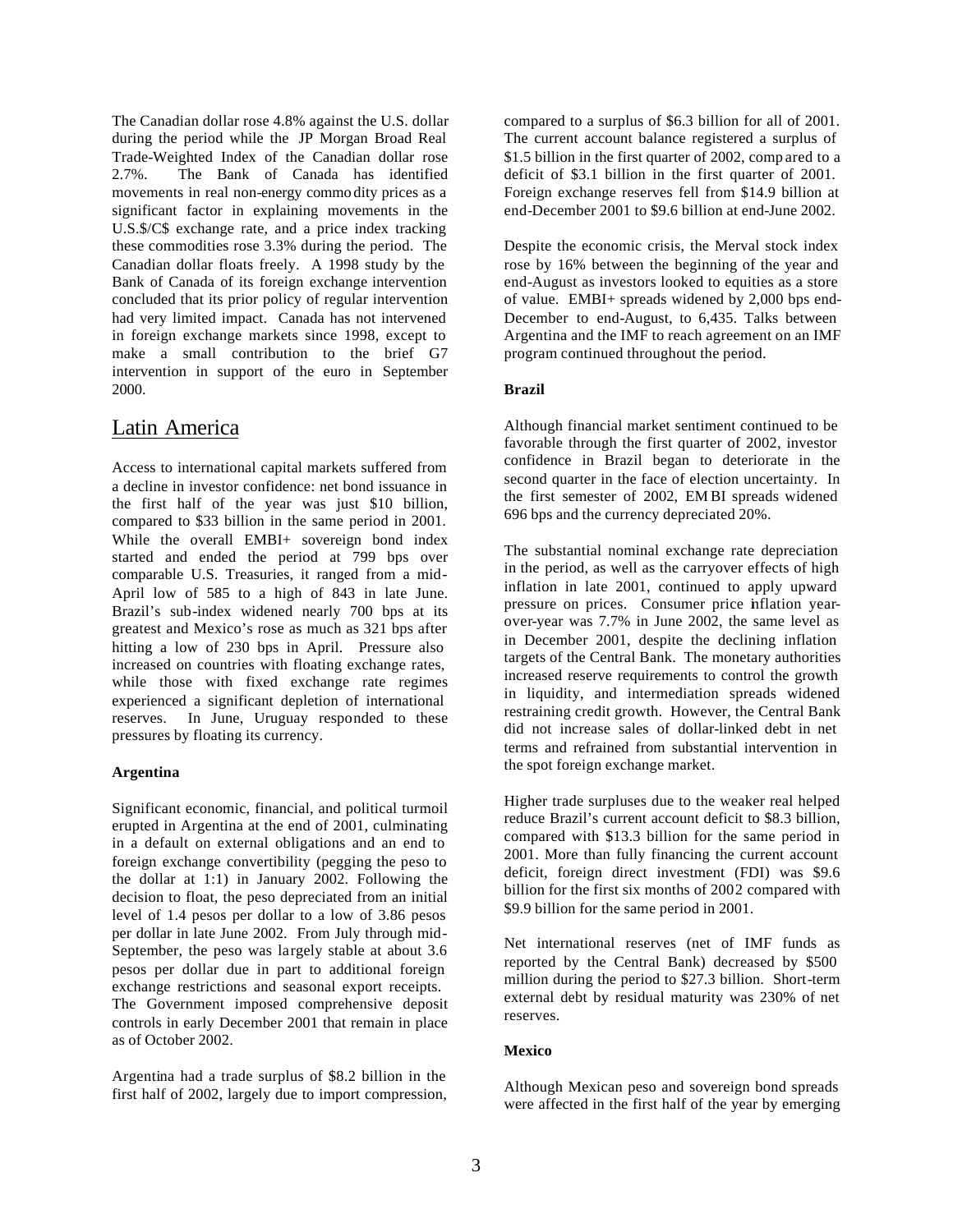The Canadian dollar rose 4.8% against the U.S. dollar during the period while the JP Morgan Broad Real Trade-Weighted Index of the Canadian dollar rose 2.7%. The Bank of Canada has identified movements in real non-energy commodity prices as a significant factor in explaining movements in the U.S.$/C$ exchange rate, and a price index tracking these commodities rose 3.3% during the period. The Canadian dollar floats freely. A 1998 study by the Bank of Canada of its foreign exchange intervention concluded that its prior policy of regular intervention had very limited impact. Canada has not intervened in foreign exchange markets since 1998, except to make a small contribution to the brief G7 intervention in support of the euro in September 2000.

## Latin America

Access to international capital markets suffered from a decline in investor confidence: net bond issuance in the first half of the year was just $10 billion, compared to $33 billion in the same period in 2001. While the overall EMBI+ sovereign bond index started and ended the period at 799 bps over comparable U.S. Treasuries, it ranged from a mid-April low of 585 to a high of 843 in late June. Brazil's sub-index widened nearly 700 bps at its greatest and Mexico's rose as much as 321 bps after hitting a low of 230 bps in April. Pressure also increased on countries with floating exchange rates, while those with fixed exchange rate regimes experienced a significant depletion of international reserves. In June, Uruguay responded to these pressures by floating its currency.

**Argentina**

Significant economic, financial, and political turmoil erupted in Argentina at the end of 2001, culminating in a default on external obligations and an end to foreign exchange convertibility (pegging the peso to the dollar at 1:1) in January 2002. Following the decision to float, the peso depreciated from an initial level of 1.4 pesos per dollar to a low of 3.86 pesos per dollar in late June 2002. From July through mid-September, the peso was largely stable at about 3.6 pesos per dollar due in part to additional foreign exchange restrictions and seasonal export receipts. The Government imposed comprehensive deposit controls in early December 2001 that remain in place as of October 2002.

Argentina had a trade surplus of $8.2 billion in the first half of 2002, largely due to import compression, compared to a surplus of $6.3 billion for all of 2001. The current account balance registered a surplus of $1.5 billion in the first quarter of 2002, compared to a deficit of $3.1 billion in the first quarter of 2001. Foreign exchange reserves fell from $14.9 billion at end-December 2001 to $9.6 billion at end-June 2002.

Despite the economic crisis, the Merval stock index rose by 16% between the beginning of the year and end-August as investors looked to equities as a store of value. EMBI+ spreads widened by 2,000 bps end-December to end-August, to 6,435. Talks between Argentina and the IMF to reach agreement on an IMF program continued throughout the period.

**Brazil**

Although financial market sentiment continued to be favorable through the first quarter of 2002, investor confidence in Brazil began to deteriorate in the second quarter in the face of election uncertainty. In the first semester of 2002, EMBI spreads widened 696 bps and the currency depreciated 20%.

The substantial nominal exchange rate depreciation in the period, as well as the carryover effects of high inflation in late 2001, continued to apply upward pressure on prices. Consumer price inflation year-over-year was 7.7% in June 2002, the same level as in December 2001, despite the declining inflation targets of the Central Bank. The monetary authorities increased reserve requirements to control the growth in liquidity, and intermediation spreads widened restraining credit growth. However, the Central Bank did not increase sales of dollar-linked debt in net terms and refrained from substantial intervention in the spot foreign exchange market.

Higher trade surpluses due to the weaker real helped reduce Brazil's current account deficit to $8.3 billion, compared with $13.3 billion for the same period in 2001. More than fully financing the current account deficit, foreign direct investment (FDI) was $9.6 billion for the first six months of 2002 compared with $9.9 billion for the same period in 2001.

Net international reserves (net of IMF funds as reported by the Central Bank) decreased by $500 million during the period to $27.3 billion. Short-term external debt by residual maturity was 230% of net reserves.

**Mexico**

Although Mexican peso and sovereign bond spreads were affected in the first half of the year by emerging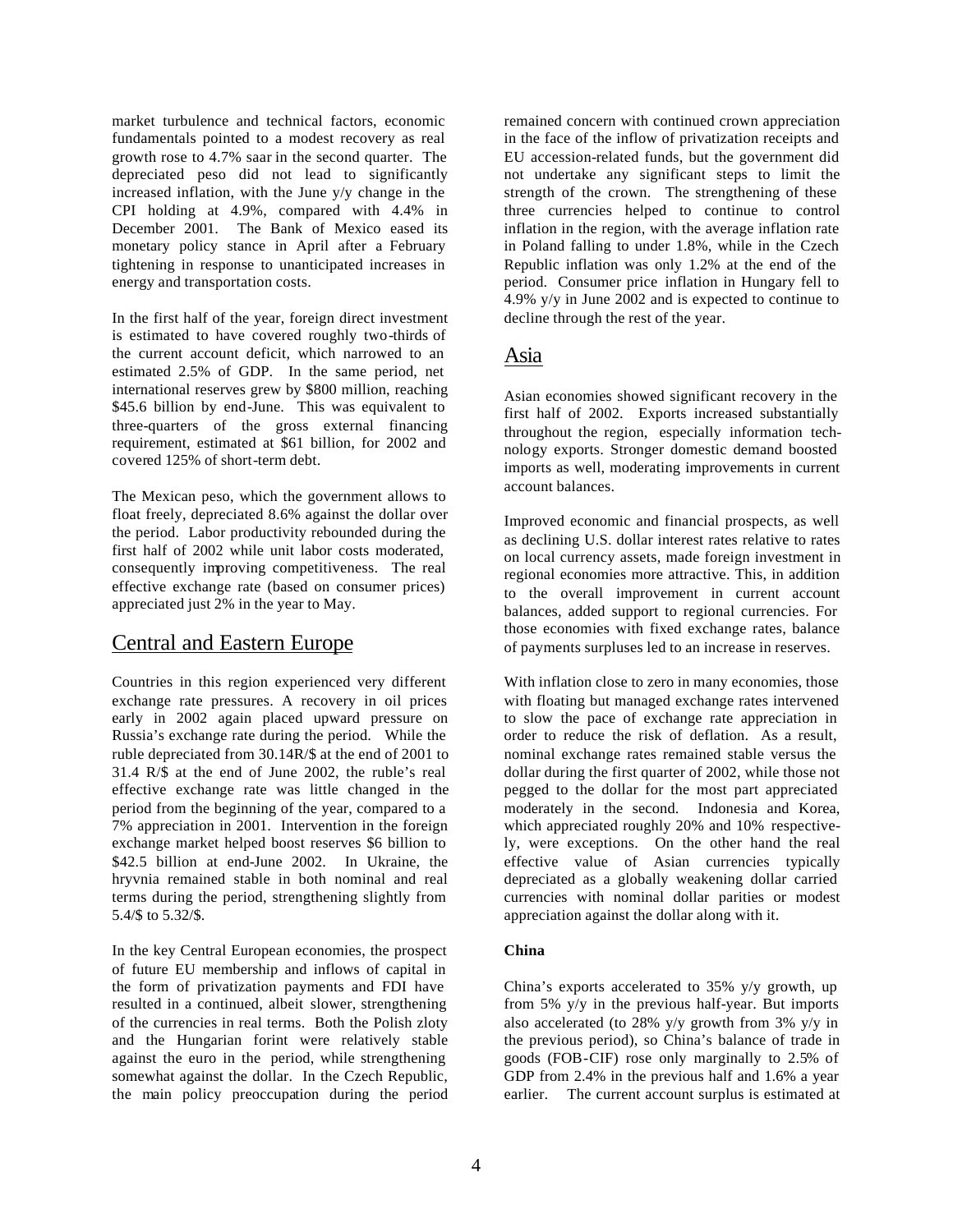market turbulence and technical factors, economic fundamentals pointed to a modest recovery as real growth rose to 4.7% saar in the second quarter. The depreciated peso did not lead to significantly increased inflation, with the June y/y change in the CPI holding at 4.9%, compared with 4.4% in December 2001. The Bank of Mexico eased its monetary policy stance in April after a February tightening in response to unanticipated increases in energy and transportation costs.

In the first half of the year, foreign direct investment is estimated to have covered roughly two-thirds of the current account deficit, which narrowed to an estimated 2.5% of GDP. In the same period, net international reserves grew by $800 million, reaching $45.6 billion by end-June. This was equivalent to three-quarters of the gross external financing requirement, estimated at $61 billion, for 2002 and covered 125% of short-term debt.

The Mexican peso, which the government allows to float freely, depreciated 8.6% against the dollar over the period. Labor productivity rebounded during the first half of 2002 while unit labor costs moderated, consequently improving competitiveness. The real effective exchange rate (based on consumer prices) appreciated just 2% in the year to May.

## Central and Eastern Europe

Countries in this region experienced very different exchange rate pressures. A recovery in oil prices early in 2002 again placed upward pressure on Russia's exchange rate during the period. While the ruble depreciated from 30.14R/$ at the end of 2001 to 31.4 R/$ at the end of June 2002, the ruble's real effective exchange rate was little changed in the period from the beginning of the year, compared to a 7% appreciation in 2001. Intervention in the foreign exchange market helped boost reserves $6 billion to $42.5 billion at end-June 2002. In Ukraine, the hryvnia remained stable in both nominal and real terms during the period, strengthening slightly from 5.4/$ to 5.32/$.

In the key Central European economies, the prospect of future EU membership and inflows of capital in the form of privatization payments and FDI have resulted in a continued, albeit slower, strengthening of the currencies in real terms. Both the Polish zloty and the Hungarian forint were relatively stable against the euro in the period, while strengthening somewhat against the dollar. In the Czech Republic, the main policy preoccupation during the period remained concern with continued crown appreciation in the face of the inflow of privatization receipts and EU accession-related funds, but the government did not undertake any significant steps to limit the strength of the crown. The strengthening of these three currencies helped to continue to control inflation in the region, with the average inflation rate in Poland falling to under 1.8%, while in the Czech Republic inflation was only 1.2% at the end of the period. Consumer price inflation in Hungary fell to 4.9% y/y in June 2002 and is expected to continue to decline through the rest of the year.

## Asia

Asian economies showed significant recovery in the first half of 2002. Exports increased substantially throughout the region, especially information technology exports. Stronger domestic demand boosted imports as well, moderating improvements in current account balances.

Improved economic and financial prospects, as well as declining U.S. dollar interest rates relative to rates on local currency assets, made foreign investment in regional economies more attractive. This, in addition to the overall improvement in current account balances, added support to regional currencies. For those economies with fixed exchange rates, balance of payments surpluses led to an increase in reserves.

With inflation close to zero in many economies, those with floating but managed exchange rates intervened to slow the pace of exchange rate appreciation in order to reduce the risk of deflation. As a result, nominal exchange rates remained stable versus the dollar during the first quarter of 2002, while those not pegged to the dollar for the most part appreciated moderately in the second. Indonesia and Korea, which appreciated roughly 20% and 10% respectively, were exceptions. On the other hand the real effective value of Asian currencies typically depreciated as a globally weakening dollar carried currencies with nominal dollar parities or modest appreciation against the dollar along with it.

**China**

China's exports accelerated to 35% y/y growth, up from 5% y/y in the previous half-year. But imports also accelerated (to 28% y/y growth from 3% y/y in the previous period), so China's balance of trade in goods (FOB-CIF) rose only marginally to 2.5% of GDP from 2.4% in the previous half and 1.6% a year earlier. The current account surplus is estimated at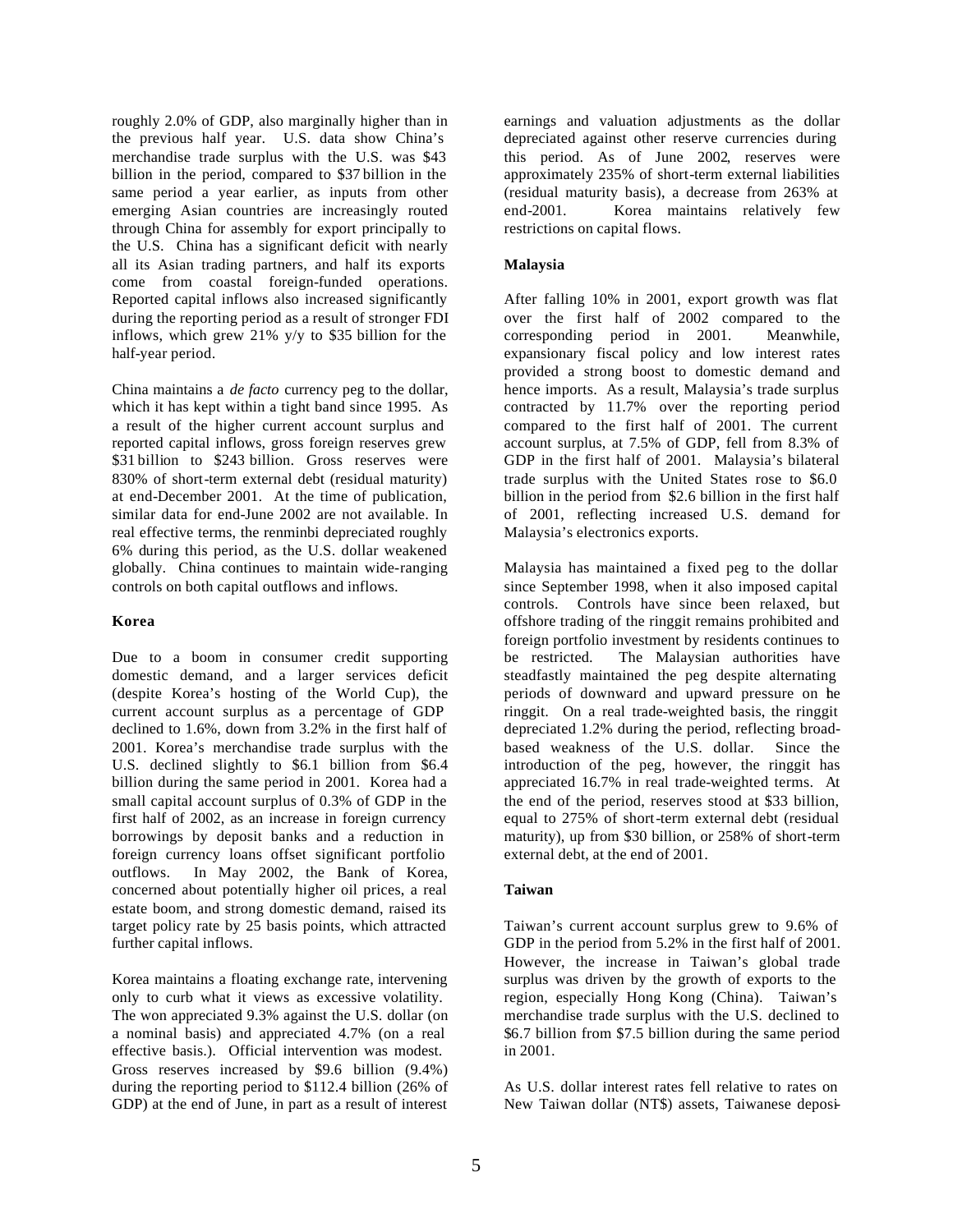roughly 2.0% of GDP, also marginally higher than in the previous half year. U.S. data show China's merchandise trade surplus with the U.S. was $43 billion in the period, compared to $37 billion in the same period a year earlier, as inputs from other emerging Asian countries are increasingly routed through China for assembly for export principally to the U.S. China has a significant deficit with nearly all its Asian trading partners, and half its exports come from coastal foreign-funded operations. Reported capital inflows also increased significantly during the reporting period as a result of stronger FDI inflows, which grew 21% y/y to $35 billion for the half-year period.

China maintains a *de facto* currency peg to the dollar, which it has kept within a tight band since 1995. As a result of the higher current account surplus and reported capital inflows, gross foreign reserves grew $31 billion to $243 billion. Gross reserves were 830% of short-term external debt (residual maturity) at end-December 2001. At the time of publication, similar data for end-June 2002 are not available. In real effective terms, the renminbi depreciated roughly 6% during this period, as the U.S. dollar weakened globally. China continues to maintain wide-ranging controls on both capital outflows and inflows.

### Korea

Due to a boom in consumer credit supporting domestic demand, and a larger services deficit (despite Korea's hosting of the World Cup), the current account surplus as a percentage of GDP declined to 1.6%, down from 3.2% in the first half of 2001. Korea's merchandise trade surplus with the U.S. declined slightly to $6.1 billion from $6.4 billion during the same period in 2001. Korea had a small capital account surplus of 0.3% of GDP in the first half of 2002, as an increase in foreign currency borrowings by deposit banks and a reduction in foreign currency loans offset significant portfolio outflows. In May 2002, the Bank of Korea, concerned about potentially higher oil prices, a real estate boom, and strong domestic demand, raised its target policy rate by 25 basis points, which attracted further capital inflows.

Korea maintains a floating exchange rate, intervening only to curb what it views as excessive volatility. The won appreciated 9.3% against the U.S. dollar (on a nominal basis) and appreciated 4.7% (on a real effective basis.). Official intervention was modest. Gross reserves increased by $9.6 billion (9.4%) during the reporting period to $112.4 billion (26% of GDP) at the end of June, in part as a result of interest earnings and valuation adjustments as the dollar depreciated against other reserve currencies during this period. As of June 2002, reserves were approximately 235% of short-term external liabilities (residual maturity basis), a decrease from 263% at end-2001. Korea maintains relatively few restrictions on capital flows.

### Malaysia

After falling 10% in 2001, export growth was flat over the first half of 2002 compared to the corresponding period in 2001. Meanwhile, expansionary fiscal policy and low interest rates provided a strong boost to domestic demand and hence imports. As a result, Malaysia's trade surplus contracted by 11.7% over the reporting period compared to the first half of 2001. The current account surplus, at 7.5% of GDP, fell from 8.3% of GDP in the first half of 2001. Malaysia's bilateral trade surplus with the United States rose to $6.0 billion in the period from $2.6 billion in the first half of 2001, reflecting increased U.S. demand for Malaysia's electronics exports.

Malaysia has maintained a fixed peg to the dollar since September 1998, when it also imposed capital controls. Controls have since been relaxed, but offshore trading of the ringgit remains prohibited and foreign portfolio investment by residents continues to be restricted. The Malaysian authorities have steadfastly maintained the peg despite alternating periods of downward and upward pressure on the ringgit. On a real trade-weighted basis, the ringgit depreciated 1.2% during the period, reflecting broad-based weakness of the U.S. dollar. Since the introduction of the peg, however, the ringgit has appreciated 16.7% in real trade-weighted terms. At the end of the period, reserves stood at $33 billion, equal to 275% of short-term external debt (residual maturity), up from $30 billion, or 258% of short-term external debt, at the end of 2001.

### Taiwan

Taiwan's current account surplus grew to 9.6% of GDP in the period from 5.2% in the first half of 2001. However, the increase in Taiwan's global trade surplus was driven by the growth of exports to the region, especially Hong Kong (China). Taiwan's merchandise trade surplus with the U.S. declined to $6.7 billion from $7.5 billion during the same period in 2001.

As U.S. dollar interest rates fell relative to rates on New Taiwan dollar (NT$) assets, Taiwanese deposi-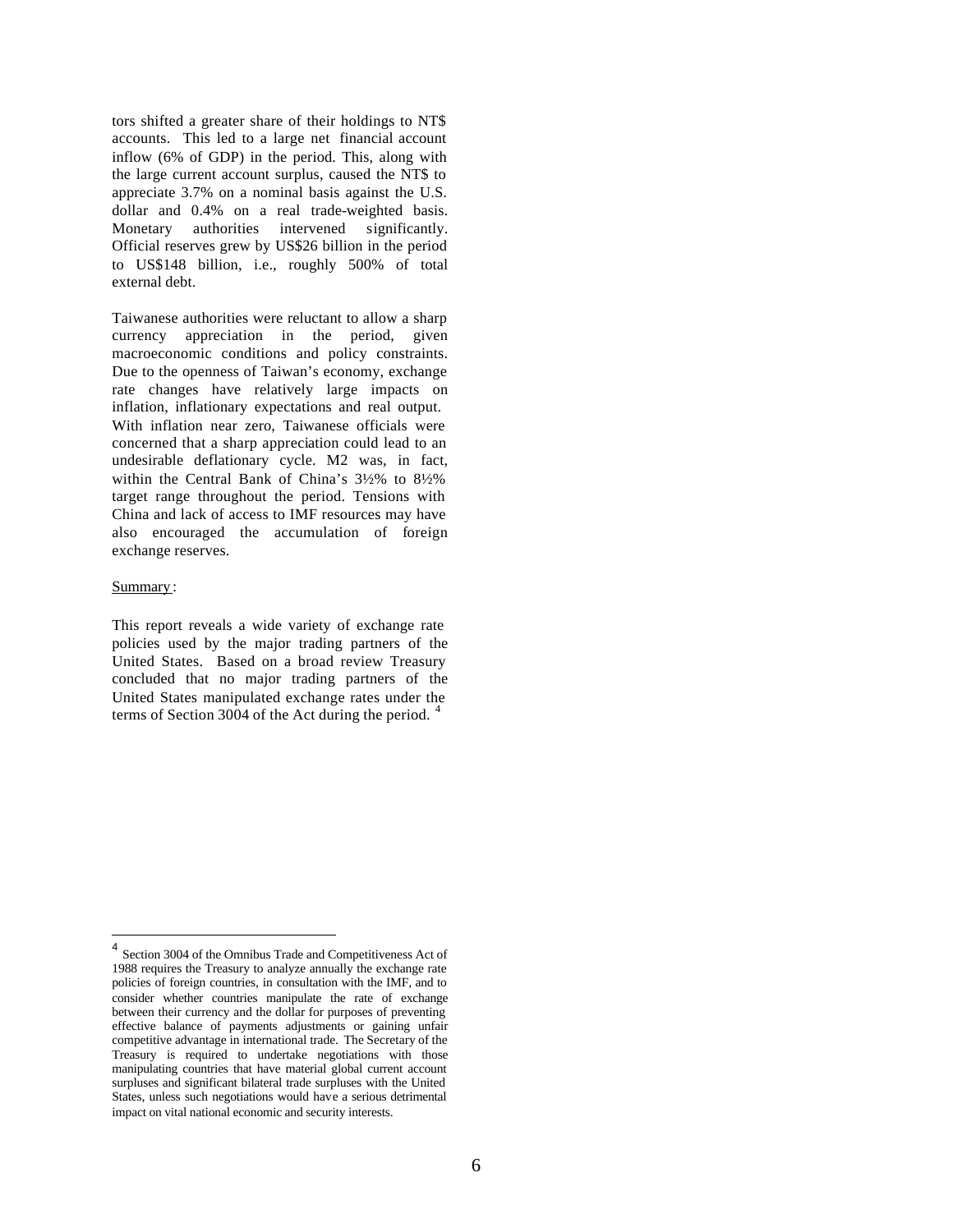tors shifted a greater share of their holdings to NT$ accounts. This led to a large net financial account inflow (6% of GDP) in the period. This, along with the large current account surplus, caused the NT$ to appreciate 3.7% on a nominal basis against the U.S. dollar and 0.4% on a real trade-weighted basis. Monetary authorities intervened significantly. Official reserves grew by US$26 billion in the period to US$148 billion, i.e., roughly 500% of total external debt.

Taiwanese authorities were reluctant to allow a sharp currency appreciation in the period, given macroeconomic conditions and policy constraints. Due to the openness of Taiwan's economy, exchange rate changes have relatively large impacts on inflation, inflationary expectations and real output. With inflation near zero, Taiwanese officials were concerned that a sharp appreciation could lead to an undesirable deflationary cycle. M2 was, in fact, within the Central Bank of China's 3½% to 8½% target range throughout the period. Tensions with China and lack of access to IMF resources may have also encouraged the accumulation of foreign exchange reserves.

<u>Summary</u>:

This report reveals a wide variety of exchange rate policies used by the major trading partners of the United States. Based on a broad review Treasury concluded that no major trading partners of the United States manipulated exchange rates under the terms of Section 3004 of the Act during the period. [4]

---

[4] Section 3004 of the Omnibus Trade and Competitiveness Act of 1988 requires the Treasury to analyze annually the exchange rate policies of foreign countries, in consultation with the IMF, and to consider whether countries manipulate the rate of exchange between their currency and the dollar for purposes of preventing effective balance of payments adjustments or gaining unfair competitive advantage in international trade. The Secretary of the Treasury is required to undertake negotiations with those manipulating countries that have material global current account surpluses and significant bilateral trade surpluses with the United States, unless such negotiations would have a serious detrimental impact on vital national economic and security interests.